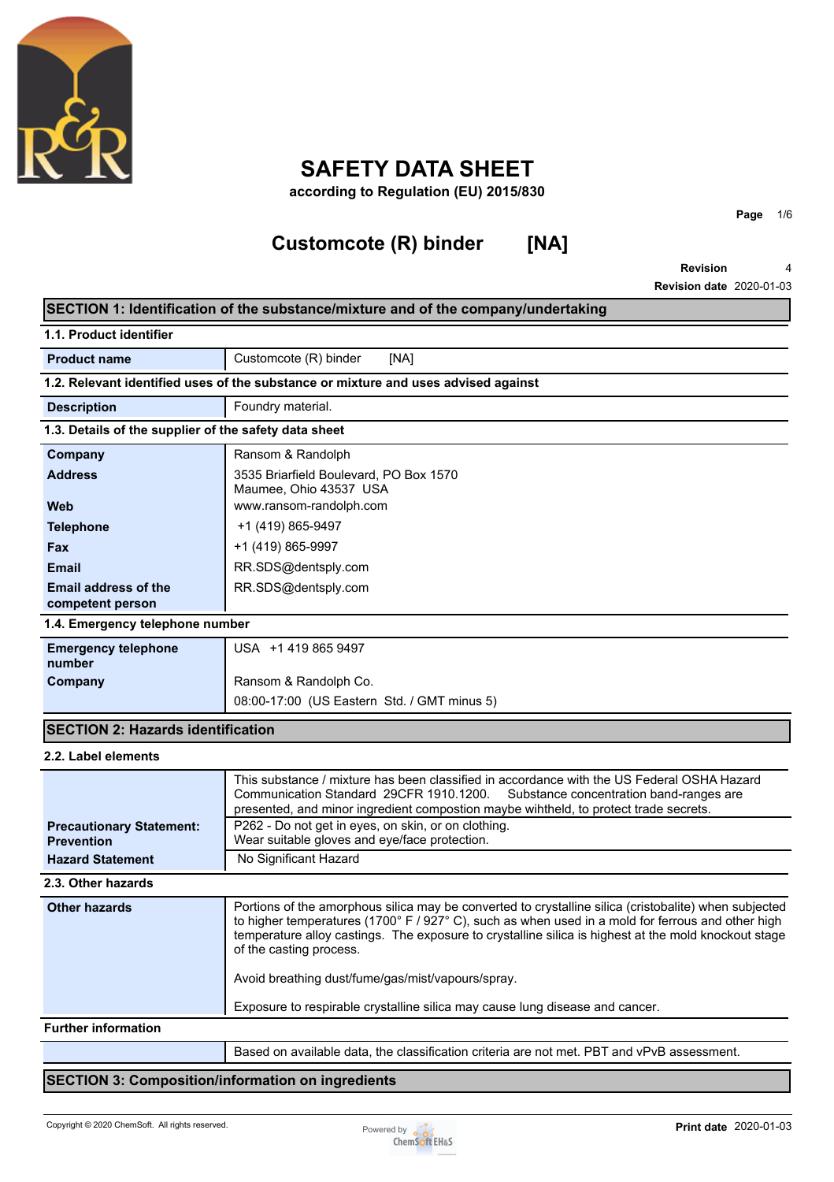# SAFETY DATA SHEET

**according to Regulation (EU) 2015/830**

## Customcote (R) binder [NA]

**Revision** 4

**Revision date** 2020-01-03

## SECTION 1: Identification of the substance/mixture and of the company/undertaking

### 1.1. Product identifier

| | |
|---|---|
| **Product name** | Customcote (R) binder [NA] |

### 1.2. Relevant identified uses of the substance or mixture and uses advised against

| | |
|---|---|
| **Description** | Foundry material. |

### 1.3. Details of the supplier of the safety data sheet

| | |
|---|---|
| **Company** | Ransom & Randolph |
| **Address** | 3535 Briarfield Boulevard, PO Box 1570<br>Maumee, Ohio 43537 USA |
| **Web** | www.ransom-randolph.com |
| **Telephone** | +1 (419) 865-9497 |
| **Fax** | +1 (419) 865-9997 |
| **Email** | RR.SDS@dentsply.com |
| **Email address of the competent person** | RR.SDS@dentsply.com |

### 1.4. Emergency telephone number

| | |
|---|---|
| **Emergency telephone number** | USA +1 419 865 9497 |
| **Company** | Ransom & Randolph Co. |
| | 08:00-17:00 (US Eastern Std. / GMT minus 5) |

## SECTION 2: Hazards identification

### 2.2. Label elements

| | |
|---|---|
| | This substance / mixture has been classified in accordance with the US Federal OSHA Hazard Communication Standard 29CFR 1910.1200. Substance concentration band-ranges are presented, and minor ingredient compostion maybe wihtheld, to protect trade secrets. |
| **Precautionary Statement: Prevention** | P262 - Do not get in eyes, on skin, or on clothing.<br>Wear suitable gloves and eye/face protection. |
| **Hazard Statement** | No Significant Hazard |

### 2.3. Other hazards

| | |
|---|---|
| **Other hazards** | Portions of the amorphous silica may be converted to crystalline silica (cristobalite) when subjected to higher temperatures (1700° F / 927° C), such as when used in a mold for ferrous and other high temperature alloy castings. The exposure to crystalline silica is highest at the mold knockout stage of the casting process.<br><br>Avoid breathing dust/fume/gas/mist/vapours/spray.<br><br>Exposure to respirable crystalline silica may cause lung disease and cancer. |

**Further information**

| | |
|---|---|
| | Based on available data, the classification criteria are not met. PBT and vPvB assessment. |

## SECTION 3: Composition/information on ingredients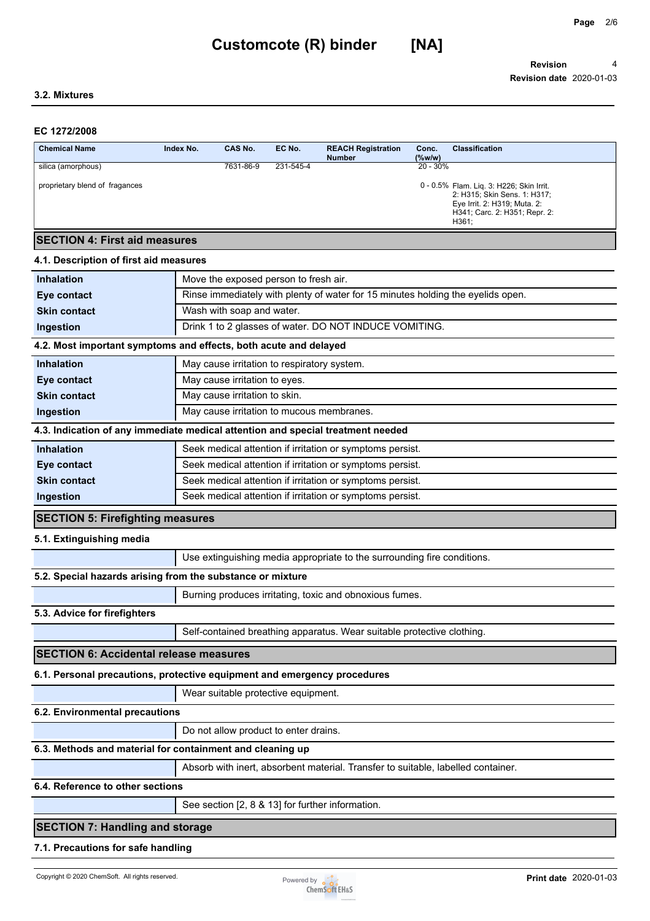### 3.2. Mixtures

#### EC 1272/2008

| Chemical Name | Index No. | CAS No. | EC No. | REACH Registration Number | Conc. (%w/w) | Classification |
|---|---|---|---|---|---|---|
| silica (amorphous) | | 7631-86-9 | 231-545-4 | | 20 - 30% | |
| proprietary blend of fragances | | | | | 0 - 0.5% | Flam. Liq. 3: H226; Skin Irrit. 2: H315; Skin Sens. 1: H317; Eye Irrit. 2: H319; Muta. 2: H341; Carc. 2: H351; Repr. 2: H361; |

## SECTION 4: First aid measures

### 4.1. Description of first aid measures

| | |
|---|---|
| **Inhalation** | Move the exposed person to fresh air. |
| **Eye contact** | Rinse immediately with plenty of water for 15 minutes holding the eyelids open. |
| **Skin contact** | Wash with soap and water. |
| **Ingestion** | Drink 1 to 2 glasses of water. DO NOT INDUCE VOMITING. |

### 4.2. Most important symptoms and effects, both acute and delayed

| | |
|---|---|
| **Inhalation** | May cause irritation to respiratory system. |
| **Eye contact** | May cause irritation to eyes. |
| **Skin contact** | May cause irritation to skin. |
| **Ingestion** | May cause irritation to mucous membranes. |

### 4.3. Indication of any immediate medical attention and special treatment needed

| | |
|---|---|
| **Inhalation** | Seek medical attention if irritation or symptoms persist. |
| **Eye contact** | Seek medical attention if irritation or symptoms persist. |
| **Skin contact** | Seek medical attention if irritation or symptoms persist. |
| **Ingestion** | Seek medical attention if irritation or symptoms persist. |

## SECTION 5: Firefighting measures

### 5.1. Extinguishing media

Use extinguishing media appropriate to the surrounding fire conditions.

### 5.2. Special hazards arising from the substance or mixture

Burning produces irritating, toxic and obnoxious fumes.

### 5.3. Advice for firefighters

Self-contained breathing apparatus. Wear suitable protective clothing.

## SECTION 6: Accidental release measures

### 6.1. Personal precautions, protective equipment and emergency procedures

Wear suitable protective equipment.

### 6.2. Environmental precautions

Do not allow product to enter drains.

### 6.3. Methods and material for containment and cleaning up

Absorb with inert, absorbent material. Transfer to suitable, labelled container.

### 6.4. Reference to other sections

See section [2, 8 & 13] for further information.

## SECTION 7: Handling and storage

### 7.1. Precautions for safe handling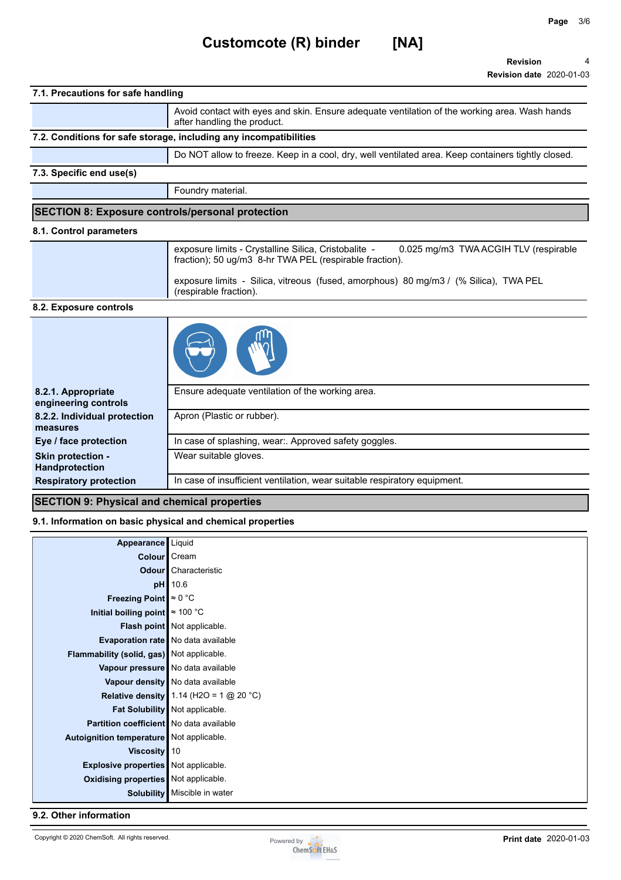# Customcote (R) binder [NA]

**Revision** 4
**Revision date** 2020-01-03

### 7.1. Precautions for safe handling

Avoid contact with eyes and skin. Ensure adequate ventilation of the working area. Wash hands after handling the product.

### 7.2. Conditions for safe storage, including any incompatibilities

Do NOT allow to freeze. Keep in a cool, dry, well ventilated area. Keep containers tightly closed.

### 7.3. Specific end use(s)

Foundry material.

## SECTION 8: Exposure controls/personal protection

### 8.1. Control parameters

exposure limits - Crystalline Silica, Cristobalite - 0.025 mg/m3 TWA ACGIH TLV (respirable fraction); 50 ug/m3 8-hr TWA PEL (respirable fraction).

exposure limits - Silica, vitreous (fused, amorphous) 80 mg/m3 / (% Silica), TWA PEL (respirable fraction).

### 8.2. Exposure controls

| | |
|---|---|
| **8.2.1. Appropriate engineering controls** | Ensure adequate ventilation of the working area. |
| **8.2.2. Individual protection measures** | Apron (Plastic or rubber). |
| **Eye / face protection** | In case of splashing, wear:. Approved safety goggles. |
| **Skin protection - Handprotection** | Wear suitable gloves. |
| **Respiratory protection** | In case of insufficient ventilation, wear suitable respiratory equipment. |

## SECTION 9: Physical and chemical properties

### 9.1. Information on basic physical and chemical properties

| | |
|---|---|
| **Appearance** | Liquid |
| **Colour** | Cream |
| **Odour** | Characteristic |
| **pH** | 10.6 |
| **Freezing Point** | ≈ 0 °C |
| **Initial boiling point** | ≈ 100 °C |
| **Flash point** | Not applicable. |
| **Evaporation rate** | No data available |
| **Flammability (solid, gas)** | Not applicable. |
| **Vapour pressure** | No data available |
| **Vapour density** | No data available |
| **Relative density** | 1.14 ($H_2O$ = 1 @ 20 °C) |
| **Fat Solubility** | Not applicable. |
| **Partition coefficient** | No data available |
| **Autoignition temperature** | Not applicable. |
| **Viscosity** | 10 |
| **Explosive properties** | Not applicable. |
| **Oxidising properties** | Not applicable. |
| **Solubility** | Miscible in water |

### 9.2. Other information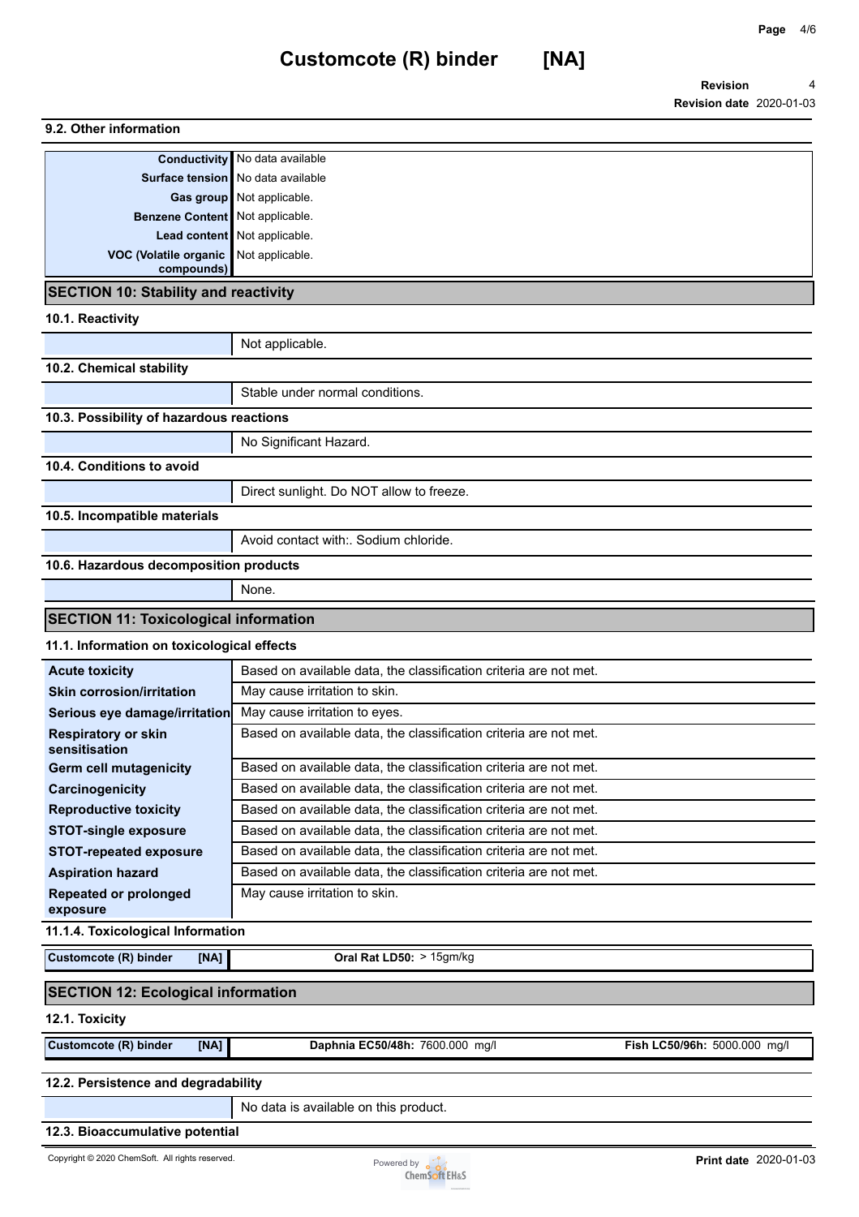**9.2. Other information**

| | |
|---|---|
| **Conductivity** | No data available |
| **Surface tension** | No data available |
| **Gas group** | Not applicable. |
| **Benzene Content** | Not applicable. |
| **Lead content** | Not applicable. |
| **VOC (Volatile organic compounds)** | Not applicable. |

## SECTION 10: Stability and reactivity

**10.1. Reactivity**

Not applicable.

**10.2. Chemical stability**

Stable under normal conditions.

**10.3. Possibility of hazardous reactions**

No Significant Hazard.

**10.4. Conditions to avoid**

Direct sunlight. Do NOT allow to freeze.

**10.5. Incompatible materials**

Avoid contact with:. Sodium chloride.

**10.6. Hazardous decomposition products**

None.

## SECTION 11: Toxicological information

**11.1. Information on toxicological effects**

| | |
|---|---|
| **Acute toxicity** | Based on available data, the classification criteria are not met. |
| **Skin corrosion/irritation** | May cause irritation to skin. |
| **Serious eye damage/irritation** | May cause irritation to eyes. |
| **Respiratory or skin sensitisation** | Based on available data, the classification criteria are not met. |
| **Germ cell mutagenicity** | Based on available data, the classification criteria are not met. |
| **Carcinogenicity** | Based on available data, the classification criteria are not met. |
| **Reproductive toxicity** | Based on available data, the classification criteria are not met. |
| **STOT-single exposure** | Based on available data, the classification criteria are not met. |
| **STOT-repeated exposure** | Based on available data, the classification criteria are not met. |
| **Aspiration hazard** | Based on available data, the classification criteria are not met. |
| **Repeated or prolonged exposure** | May cause irritation to skin. |

**11.1.4. Toxicological Information**

| | |
|---|---|
| **Customcote (R) binder [NA]** | **Oral Rat LD50:** > 15gm/kg |

## SECTION 12: Ecological information

**12.1. Toxicity**

| | | |
|---|---|---|
| **Customcote (R) binder [NA]** | **Daphnia EC50/48h:** 7600.000 mg/l | **Fish LC50/96h:** 5000.000 mg/l |

**12.2. Persistence and degradability**

No data is available on this product.

**12.3. Bioaccumulative potential**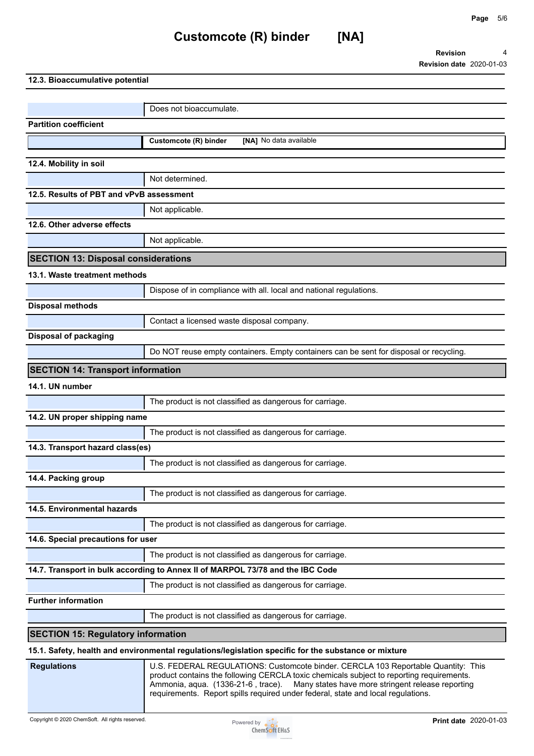### 12.3. Bioaccumulative potential

Does not bioaccumulate.

**Partition coefficient**

| | |
|---|---|
| | **Customcote (R) binder** **[NA]** No data available |

### 12.4. Mobility in soil

Not determined.

### 12.5. Results of PBT and vPvB assessment

Not applicable.

### 12.6. Other adverse effects

Not applicable.

## SECTION 13: Disposal considerations

### 13.1. Waste treatment methods

Dispose of in compliance with all. local and national regulations.

**Disposal methods**

Contact a licensed waste disposal company.

**Disposal of packaging**

Do NOT reuse empty containers. Empty containers can be sent for disposal or recycling.

## SECTION 14: Transport information

### 14.1. UN number

The product is not classified as dangerous for carriage.

### 14.2. UN proper shipping name

The product is not classified as dangerous for carriage.

### 14.3. Transport hazard class(es)

The product is not classified as dangerous for carriage.

### 14.4. Packing group

The product is not classified as dangerous for carriage.

### 14.5. Environmental hazards

The product is not classified as dangerous for carriage.

### 14.6. Special precautions for user

The product is not classified as dangerous for carriage.

### 14.7. Transport in bulk according to Annex II of MARPOL 73/78 and the IBC Code

The product is not classified as dangerous for carriage.

**Further information**

The product is not classified as dangerous for carriage.

## SECTION 15: Regulatory information

### 15.1. Safety, health and environmental regulations/legislation specific for the substance or mixture

| | |
|---|---|
| **Regulations** | U.S. FEDERAL REGULATIONS: Customcote binder. CERCLA 103 Reportable Quantity: This product contains the following CERCLA toxic chemicals subject to reporting requirements. Ammonia, aqua. (1336-21-6 , trace). Many states have more stringent release reporting requirements. Report spills required under federal, state and local regulations. |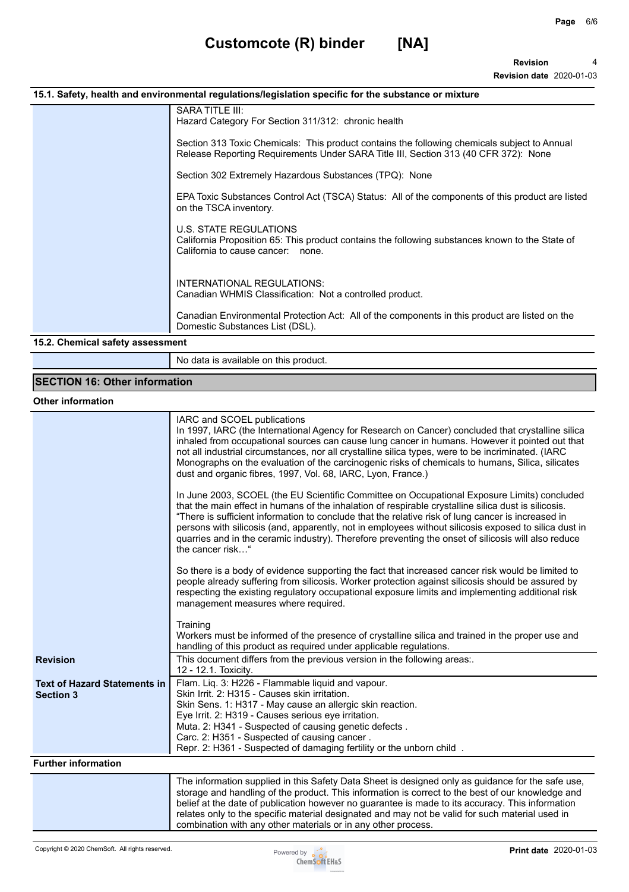# Customcote (R) binder [NA]

**Revision** 4
**Revision date** 2020-01-03

### 15.1. Safety, health and environmental regulations/legislation specific for the substance or mixture

SARA TITLE III:
Hazard Category For Section 311/312: chronic health

Section 313 Toxic Chemicals: This product contains the following chemicals subject to Annual Release Reporting Requirements Under SARA Title III, Section 313 (40 CFR 372): None

Section 302 Extremely Hazardous Substances (TPQ): None

EPA Toxic Substances Control Act (TSCA) Status: All of the components of this product are listed on the TSCA inventory.

U.S. STATE REGULATIONS
California Proposition 65: This product contains the following substances known to the State of California to cause cancer: none.

INTERNATIONAL REGULATIONS:
Canadian WHMIS Classification: Not a controlled product.

Canadian Environmental Protection Act: All of the components in this product are listed on the Domestic Substances List (DSL).

### 15.2. Chemical safety assessment

No data is available on this product.

## SECTION 16: Other information

### Other information

IARC and SCOEL publications
In 1997, IARC (the International Agency for Research on Cancer) concluded that crystalline silica inhaled from occupational sources can cause lung cancer in humans. However it pointed out that not all industrial circumstances, nor all crystalline silica types, were to be incriminated. (IARC Monographs on the evaluation of the carcinogenic risks of chemicals to humans, Silica, silicates dust and organic fibres, 1997, Vol. 68, IARC, Lyon, France.)

In June 2003, SCOEL (the EU Scientific Committee on Occupational Exposure Limits) concluded that the main effect in humans of the inhalation of respirable crystalline silica dust is silicosis. "There is sufficient information to conclude that the relative risk of lung cancer is increased in persons with silicosis (and, apparently, not in employees without silicosis exposed to silica dust in quarries and in the ceramic industry). Therefore preventing the onset of silicosis will also reduce the cancer risk…"

So there is a body of evidence supporting the fact that increased cancer risk would be limited to people already suffering from silicosis. Worker protection against silicosis should be assured by respecting the existing regulatory occupational exposure limits and implementing additional risk management measures where required.

Training
Workers must be informed of the presence of crystalline silica and trained in the proper use and handling of this product as required under applicable regulations.

**Revision**

This document differs from the previous version in the following areas:.
12 - 12.1. Toxicity.

**Text of Hazard Statements in Section 3**

Flam. Liq. 3: H226 - Flammable liquid and vapour.
Skin Irrit. 2: H315 - Causes skin irritation.
Skin Sens. 1: H317 - May cause an allergic skin reaction.
Eye Irrit. 2: H319 - Causes serious eye irritation.
Muta. 2: H341 - Suspected of causing genetic defects .
Carc. 2: H351 - Suspected of causing cancer .
Repr. 2: H361 - Suspected of damaging fertility or the unborn child .

### Further information

The information supplied in this Safety Data Sheet is designed only as guidance for the safe use, storage and handling of the product. This information is correct to the best of our knowledge and belief at the date of publication however no guarantee is made to its accuracy. This information relates only to the specific material designated and may not be valid for such material used in combination with any other materials or in any other process.

Copyright © 2020 ChemSoft. All rights reserved.

**Print date** 2020-01-03